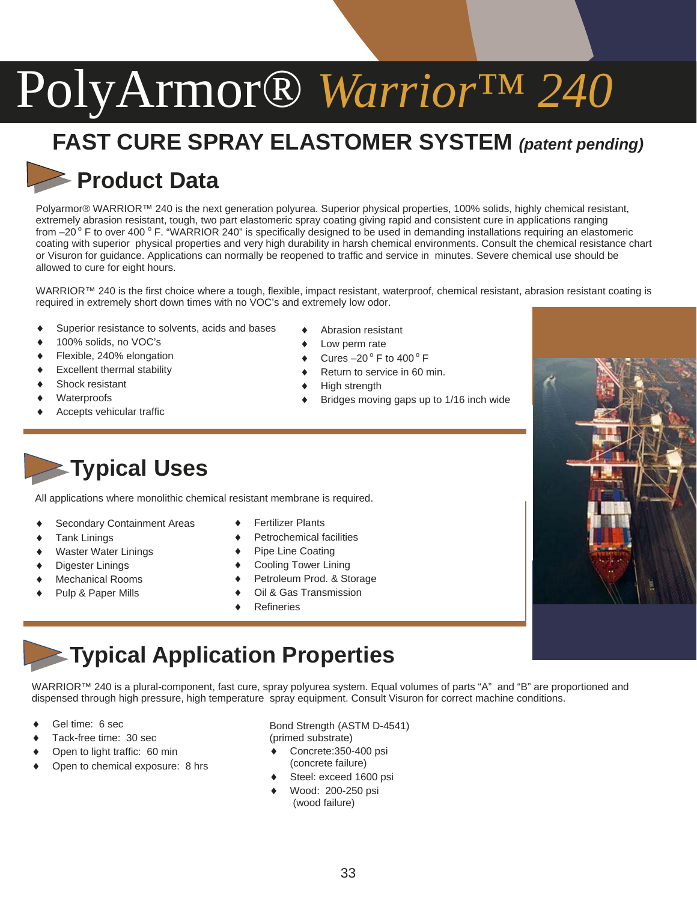# PolyArmor® *Warrior™ 240*

## FAST CURE SPRAY ELASTOMER SYSTEM *(patent pending)*

## Product Data

Polyarmor® WARRIOR™ 240 is the next generation polyurea. Superior physical properties, 100% solids, highly chemical resistant, extremely abrasion resistant, tough, two part elastomeric spray coating giving rapid and consistent cure in applications ranging from –20 ° F to over 400 ° F. "WARRIOR 240" is specifically designed to be used in demanding installations requiring an elastomeric coating with superior physical properties and very high durability in harsh chemical environments. Consult the chemical resistance chart or Visuron for guidance. Applications can normally be reopened to traffic and service in minutes. Severe chemical use should be allowed to cure for eight hours.

WARRIOR™ 240 is the first choice where a tough, flexible, impact resistant, waterproof, chemical resistant, abrasion resistant coating is required in extremely short down times with no VOC's and extremely low odor.

- Superior resistance to solvents, acids and bases
- 100% solids, no VOC's
- Flexible, 240% elongation
- Excellent thermal stability
- Shock resistant
- Waterproofs
- Accepts vehicular traffic
- Abrasion resistant
- Low perm rate
- Cures –20 ° F to 400 ° F
- Return to service in 60 min.
- High strength
- Bridges moving gaps up to 1/16 inch wide

## Typical Uses

All applications where monolithic chemical resistant membrane is required.

- Secondary Containment Areas
- Tank Linings
- Waster Water Linings
- Digester Linings
- Mechanical Rooms
- Pulp & Paper Mills
- Fertilizer Plants
- Petrochemical facilities
- Pipe Line Coating
- Cooling Tower Lining
- Petroleum Prod. & Storage
- Oil & Gas Transmission
- Refineries

## Typical Application Properties

WARRIOR™ 240 is a plural-component, fast cure, spray polyurea system. Equal volumes of parts "A" and "B" are proportioned and dispensed through high pressure, high temperature spray equipment. Consult Visuron for correct machine conditions.

- Gel time: 6 sec
- Tack-free time: 30 sec
- Open to light traffic: 60 min
- Open to chemical exposure: 8 hrs

Bond Strength (ASTM D-4541)
(primed substrate)

- Concrete:350-400 psi
  (concrete failure)
- Steel: exceed 1600 psi
- Wood: 200-250 psi
  (wood failure)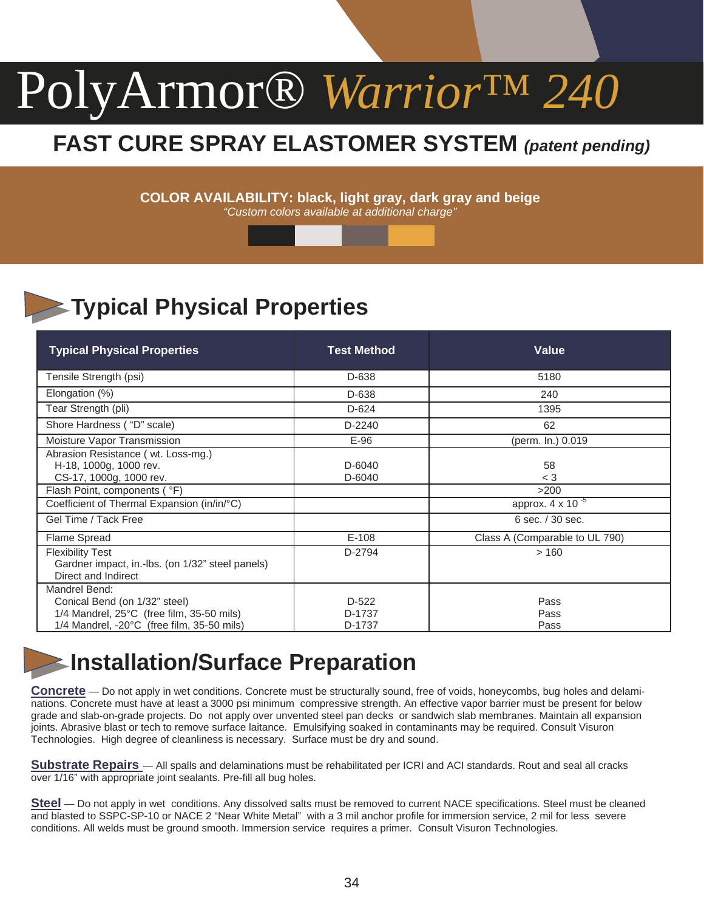# PolyArmor® *Warrior™ 240*

## FAST CURE SPRAY ELASTOMER SYSTEM *(patent pending)*

**COLOR AVAILABILITY: black, light gray, dark gray and beige**

*"Custom colors available at additional charge"*

## Typical Physical Properties

| Typical Physical Properties | Test Method | Value |
|---|---|---|
| Tensile Strength (psi) | D-638 | 5180 |
| Elongation (%) | D-638 | 240 |
| Tear Strength (pli) | D-624 | 1395 |
| Shore Hardness ( "D" scale) | D-2240 | 62 |
| Moisture Vapor Transmission | E-96 | (perm. In.) 0.019 |
| Abrasion Resistance ( wt. Loss-mg.)<br>H-18, 1000g, 1000 rev.<br>CS-17, 1000g, 1000 rev. | <br>D-6040<br>D-6040 | <br>58<br>< 3 |
| Flash Point, components ( °F) | | >200 |
| Coefficient of Thermal Expansion (in/in/°C) | | approx. $4 \times 10^{-5}$ |
| Gel Time / Tack Free | | 6 sec. / 30 sec. |
| Flame Spread | E-108 | Class A (Comparable to UL 790) |
| Flexibility Test<br>Gardner impact, in.-lbs. (on 1/32" steel panels)<br>Direct and Indirect | D-2794 | > 160 |
| Mandrel Bend:<br>Conical Bend (on 1/32" steel)<br>1/4 Mandrel, 25°C (free film, 35-50 mils)<br>1/4 Mandrel, -20°C (free film, 35-50 mils) | <br>D-522<br>D-1737<br>D-1737 | <br>Pass<br>Pass<br>Pass |

## Installation/Surface Preparation

**Concrete** — Do not apply in wet conditions. Concrete must be structurally sound, free of voids, honeycombs, bug holes and delaminations. Concrete must have at least a 3000 psi minimum compressive strength. An effective vapor barrier must be present for below grade and slab-on-grade projects. Do not apply over unvented steel pan decks or sandwich slab membranes. Maintain all expansion joints. Abrasive blast or tech to remove surface laitance. Emulsifying soaked in contaminants may be required. Consult Visuron Technologies. High degree of cleanliness is necessary. Surface must be dry and sound.

**Substrate Repairs** — All spalls and delaminations must be rehabilitated per ICRI and ACI standards. Rout and seal all cracks over 1/16" with appropriate joint sealants. Pre-fill all bug holes.

**Steel** — Do not apply in wet conditions. Any dissolved salts must be removed to current NACE specifications. Steel must be cleaned and blasted to SSPC-SP-10 or NACE 2 "Near White Metal" with a 3 mil anchor profile for immersion service, 2 mil for less severe conditions. All welds must be ground smooth. Immersion service requires a primer. Consult Visuron Technologies.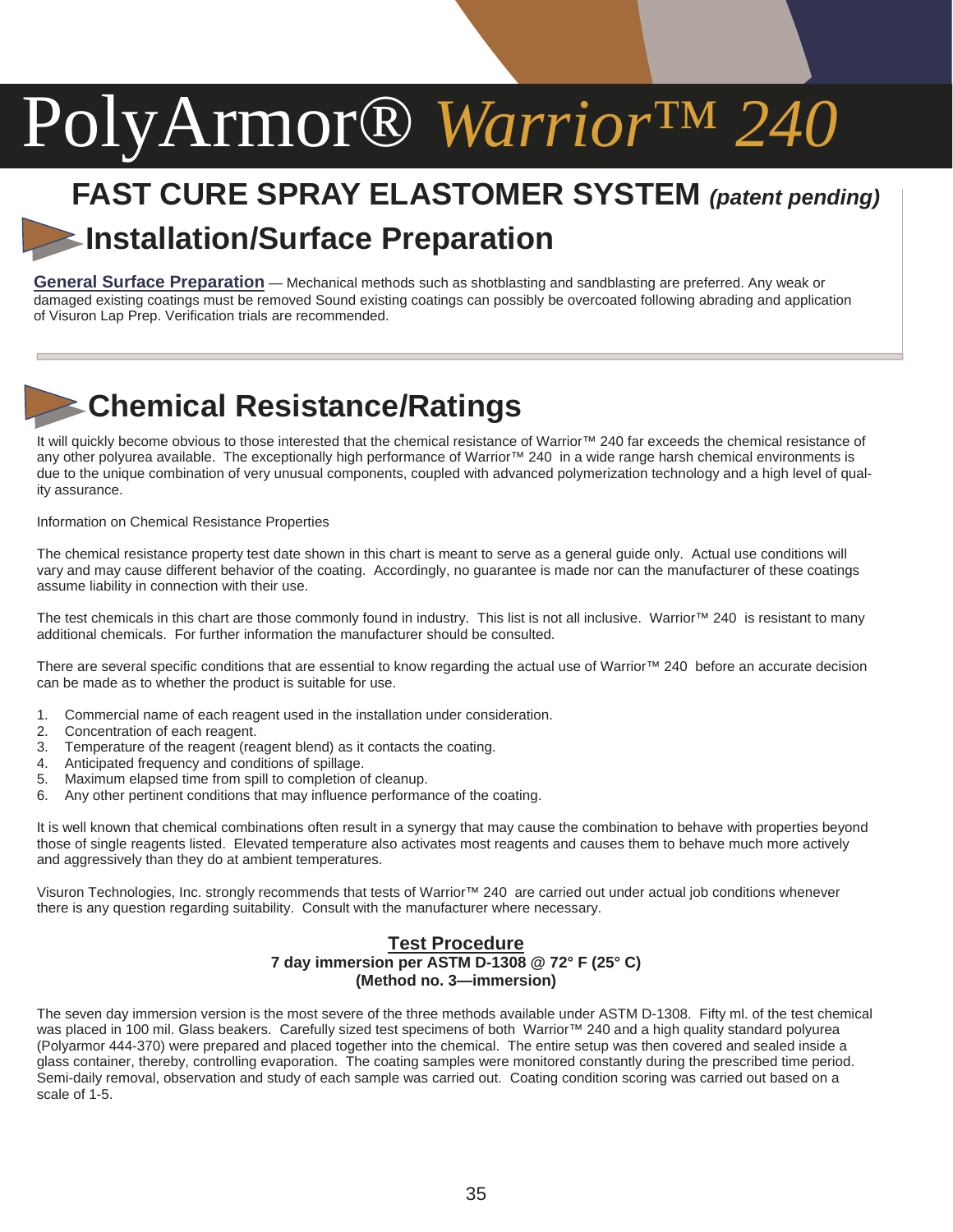# PolyArmor® *Warrior™ 240*

## FAST CURE SPRAY ELASTOMER SYSTEM *(patent pending)*

## Installation/Surface Preparation

**General Surface Preparation** — Mechanical methods such as shotblasting and sandblasting are preferred. Any weak or damaged existing coatings must be removed Sound existing coatings can possibly be overcoated following abrading and application of Visuron Lap Prep. Verification trials are recommended.

## Chemical Resistance/Ratings

It will quickly become obvious to those interested that the chemical resistance of Warrior™ 240 far exceeds the chemical resistance of any other polyurea available. The exceptionally high performance of Warrior™ 240 in a wide range harsh chemical environments is due to the unique combination of very unusual components, coupled with advanced polymerization technology and a high level of quality assurance.

Information on Chemical Resistance Properties

The chemical resistance property test date shown in this chart is meant to serve as a general guide only. Actual use conditions will vary and may cause different behavior of the coating. Accordingly, no guarantee is made nor can the manufacturer of these coatings assume liability in connection with their use.

The test chemicals in this chart are those commonly found in industry. This list is not all inclusive. Warrior™ 240 is resistant to many additional chemicals. For further information the manufacturer should be consulted.

There are several specific conditions that are essential to know regarding the actual use of Warrior™ 240 before an accurate decision can be made as to whether the product is suitable for use.

1. Commercial name of each reagent used in the installation under consideration.
2. Concentration of each reagent.
3. Temperature of the reagent (reagent blend) as it contacts the coating.
4. Anticipated frequency and conditions of spillage.
5. Maximum elapsed time from spill to completion of cleanup.
6. Any other pertinent conditions that may influence performance of the coating.

It is well known that chemical combinations often result in a synergy that may cause the combination to behave with properties beyond those of single reagents listed. Elevated temperature also activates most reagents and causes them to behave much more actively and aggressively than they do at ambient temperatures.

Visuron Technologies, Inc. strongly recommends that tests of Warrior™ 240 are carried out under actual job conditions whenever there is any question regarding suitability. Consult with the manufacturer where necessary.

### Test Procedure

**7 day immersion per ASTM D-1308 @ 72° F (25° C)**
**(Method no. 3—immersion)**

The seven day immersion version is the most severe of the three methods available under ASTM D-1308. Fifty ml. of the test chemical was placed in 100 mil. Glass beakers. Carefully sized test specimens of both Warrior™ 240 and a high quality standard polyurea (Polyarmor 444-370) were prepared and placed together into the chemical. The entire setup was then covered and sealed inside a glass container, thereby, controlling evaporation. The coating samples were monitored constantly during the prescribed time period. Semi-daily removal, observation and study of each sample was carried out. Coating condition scoring was carried out based on a scale of 1-5.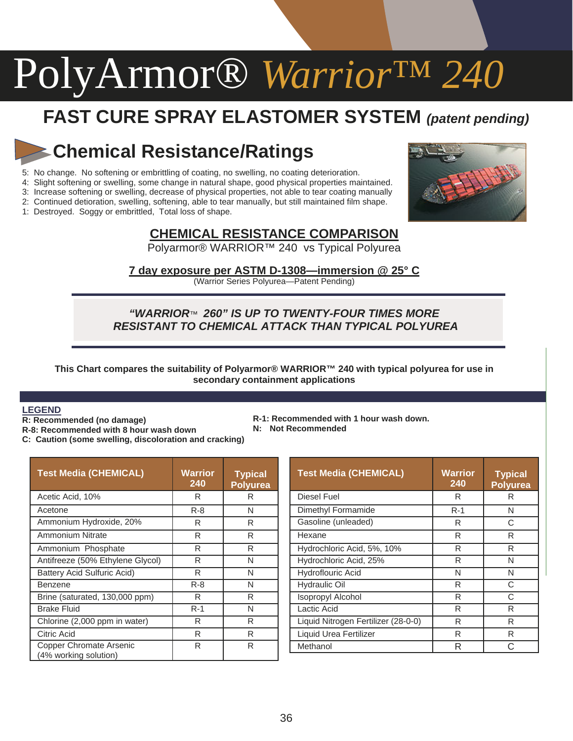# PolyArmor® *Warrior™ 240*

## FAST CURE SPRAY ELASTOMER SYSTEM *(patent pending)*

## Chemical Resistance/Ratings

5: No change. No softening or embrittling of coating, no swelling, no coating deterioration.
4: Slight softening or swelling, some change in natural shape, good physical properties maintained.
3: Increase softening or swelling, decrease of physical properties, not able to tear coating manually
2: Continued detioration, swelling, softening, able to tear manually, but still maintained film shape.
1: Destroyed. Soggy or embrittled, Total loss of shape.

### CHEMICAL RESISTANCE COMPARISON

Polyarmor® WARRIOR™ 240 vs Typical Polyurea

**7 day exposure per ASTM D-1308—immersion @ 25° C**

(Warrior Series Polyurea—Patent Pending)

***"WARRIOR™ 260" IS UP TO TWENTY-FOUR TIMES MORE RESISTANT TO CHEMICAL ATTACK THAN TYPICAL POLYUREA***

**This Chart compares the suitability of Polyarmor® WARRIOR™ 240 with typical polyurea for use in secondary containment applications**

**LEGEND**

**R: Recommended (no damage)**
**R-8: Recommended with 8 hour wash down**
**C: Caution (some swelling, discoloration and cracking)**
**R-1: Recommended with 1 hour wash down.**
**N: Not Recommended**

| Test Media (CHEMICAL) | Warrior 240 | Typical Polyurea |
|---|---|---|
| Acetic Acid, 10% | R | R |
| Acetone | R-8 | N |
| Ammonium Hydroxide, 20% | R | R |
| Ammonium Nitrate | R | R |
| Ammonium Phosphate | R | R |
| Antifreeze (50% Ethylene Glycol) | R | N |
| Battery Acid Sulfuric Acid) | R | N |
| Benzene | R-8 | N |
| Brine (saturated, 130,000 ppm) | R | R |
| Brake Fluid | R-1 | N |
| Chlorine (2,000 ppm in water) | R | R |
| Citric Acid | R | R |
| Copper Chromate Arsenic (4% working solution) | R | R |
| Diesel Fuel | R | R |
| Dimethyl Formamide | R-1 | N |
| Gasoline (unleaded) | R | C |
| Hexane | R | R |
| Hydrochloric Acid, 5%, 10% | R | R |
| Hydrochloric Acid, 25% | R | N |
| Hydroflouric Acid | N | N |
| Hydraulic Oil | R | C |
| Isopropyl Alcohol | R | C |
| Lactic Acid | R | R |
| Liquid Nitrogen Fertilizer (28-0-0) | R | R |
| Liquid Urea Fertilizer | R | R |
| Methanol | R | C |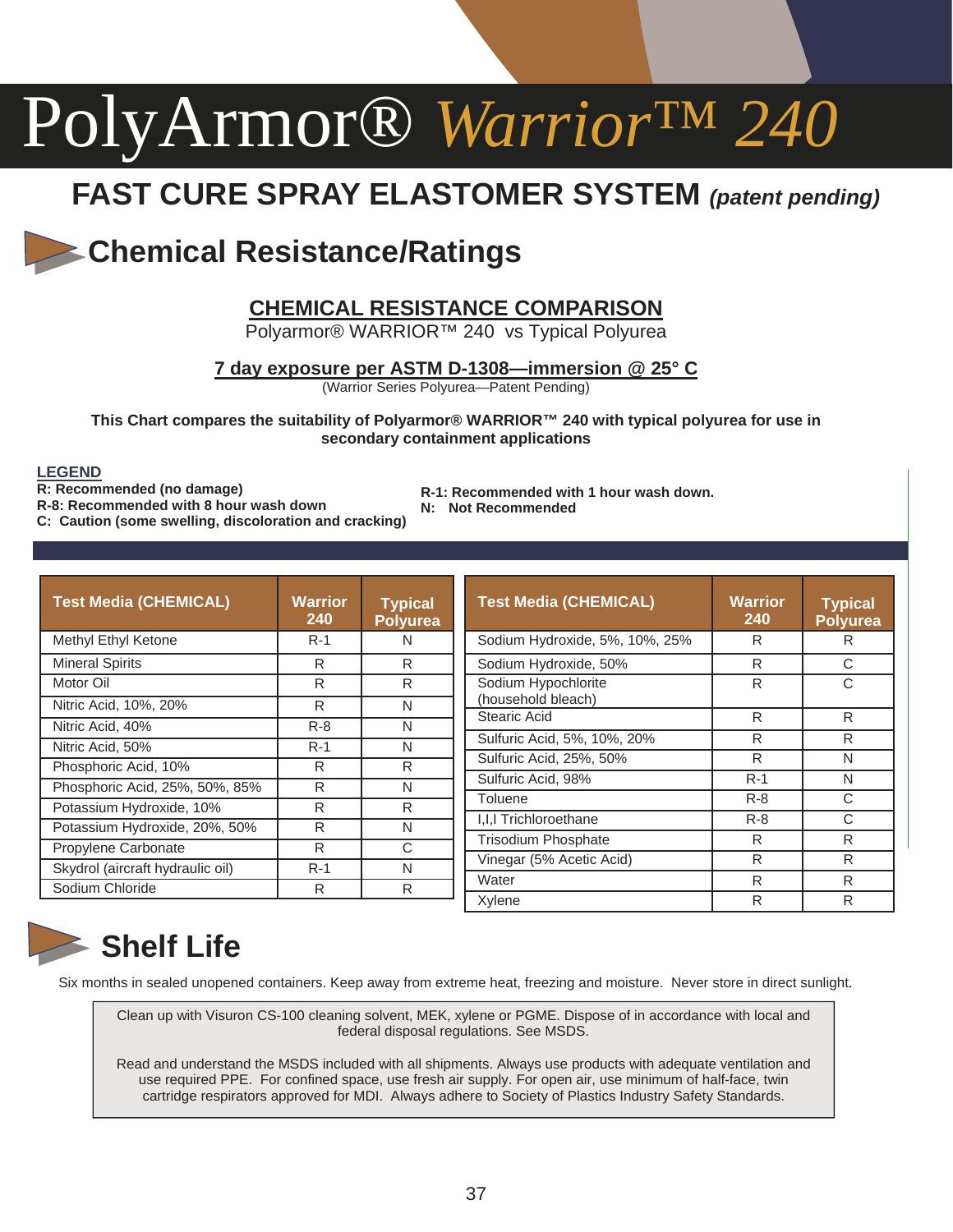# PolyArmor® *Warrior™ 240*

## FAST CURE SPRAY ELASTOMER SYSTEM *(patent pending)*

## Chemical Resistance/Ratings

**CHEMICAL RESISTANCE COMPARISON**

Polyarmor® WARRIOR™ 240 vs Typical Polyurea

**7 day exposure per ASTM D-1308—immersion @ 25° C**

(Warrior Series Polyurea—Patent Pending)

**This Chart compares the suitability of Polyarmor® WARRIOR™ 240 with typical polyurea for use in secondary containment applications**

**LEGEND**

**R: Recommended (no damage)**
**R-8: Recommended with 8 hour wash down**
**C: Caution (some swelling, discoloration and cracking)**
**R-1: Recommended with 1 hour wash down.**
**N: Not Recommended**

| Test Media (CHEMICAL) | Warrior 240 | Typical Polyurea |
|---|---|---|
| Methyl Ethyl Ketone | R-1 | N |
| Mineral Spirits | R | R |
| Motor Oil | R | R |
| Nitric Acid, 10%, 20% | R | N |
| Nitric Acid, 40% | R-8 | N |
| Nitric Acid, 50% | R-1 | N |
| Phosphoric Acid, 10% | R | R |
| Phosphoric Acid, 25%, 50%, 85% | R | N |
| Potassium Hydroxide, 10% | R | R |
| Potassium Hydroxide, 20%, 50% | R | N |
| Propylene Carbonate | R | C |
| Skydrol (aircraft hydraulic oil) | R-1 | N |
| Sodium Chloride | R | R |
| Sodium Hydroxide, 5%, 10%, 25% | R | R |
| Sodium Hydroxide, 50% | R | C |
| Sodium Hypochlorite (household bleach) | R | C |
| Stearic Acid | R | R |
| Sulfuric Acid, 5%, 10%, 20% | R | R |
| Sulfuric Acid, 25%, 50% | R | N |
| Sulfuric Acid, 98% | R-1 | N |
| Toluene | R-8 | C |
| I,I,I Trichloroethane | R-8 | C |
| Trisodium Phosphate | R | R |
| Vinegar (5% Acetic Acid) | R | R |
| Water | R | R |
| Xylene | R | R |

## Shelf Life

Six months in sealed unopened containers. Keep away from extreme heat, freezing and moisture. Never store in direct sunlight.

Clean up with Visuron CS-100 cleaning solvent, MEK, xylene or PGME. Dispose of in accordance with local and federal disposal regulations. See MSDS.

Read and understand the MSDS included with all shipments. Always use products with adequate ventilation and use required PPE. For confined space, use fresh air supply. For open air, use minimum of half-face, twin cartridge respirators approved for MDI. Always adhere to Society of Plastics Industry Safety Standards.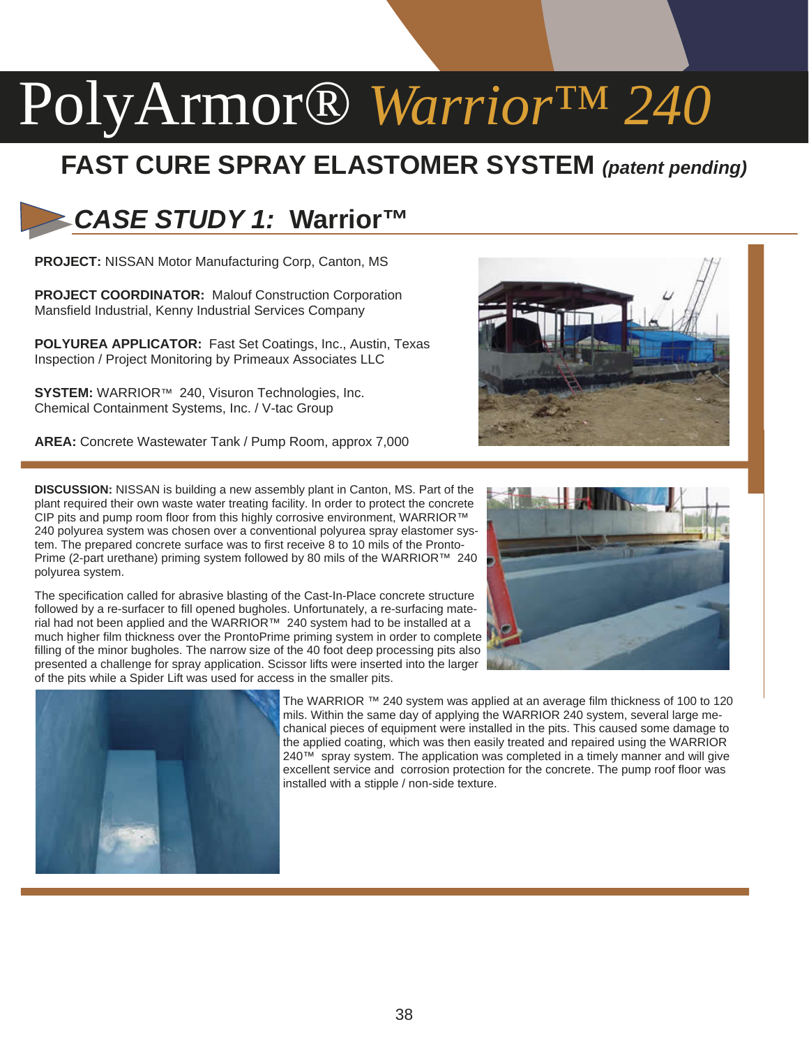# PolyArmor® *Warrior™ 240*

## FAST CURE SPRAY ELASTOMER SYSTEM *(patent pending)*

## *CASE STUDY 1:* Warrior™

**PROJECT:** NISSAN Motor Manufacturing Corp, Canton, MS

**PROJECT COORDINATOR:** Malouf Construction Corporation
Mansfield Industrial, Kenny Industrial Services Company

**POLYUREA APPLICATOR:** Fast Set Coatings, Inc., Austin, Texas
Inspection / Project Monitoring by Primeaux Associates LLC

**SYSTEM:** WARRIOR™ 240, Visuron Technologies, Inc.
Chemical Containment Systems, Inc. / V-tac Group

**AREA:** Concrete Wastewater Tank / Pump Room, approx 7,000

**DISCUSSION:** NISSAN is building a new assembly plant in Canton, MS. Part of the plant required their own waste water treating facility. In order to protect the concrete CIP pits and pump room floor from this highly corrosive environment, WARRIOR™ 240 polyurea system was chosen over a conventional polyurea spray elastomer system. The prepared concrete surface was to first receive 8 to 10 mils of the Pronto-Prime (2-part urethane) priming system followed by 80 mils of the WARRIOR™ 240 polyurea system.

The specification called for abrasive blasting of the Cast-In-Place concrete structure followed by a re-surfacer to fill opened bugholes. Unfortunately, a re-surfacing material had not been applied and the WARRIOR™ 240 system had to be installed at a much higher film thickness over the ProntoPrime priming system in order to complete filling of the minor bugholes. The narrow size of the 40 foot deep processing pits also presented a challenge for spray application. Scissor lifts were inserted into the larger of the pits while a Spider Lift was used for access in the smaller pits.

The WARRIOR ™ 240 system was applied at an average film thickness of 100 to 120 mils. Within the same day of applying the WARRIOR 240 system, several large mechanical pieces of equipment were installed in the pits. This caused some damage to the applied coating, which was then easily treated and repaired using the WARRIOR 240™ spray system. The application was completed in a timely manner and will give excellent service and corrosion protection for the concrete. The pump roof floor was installed with a stipple / non-side texture.